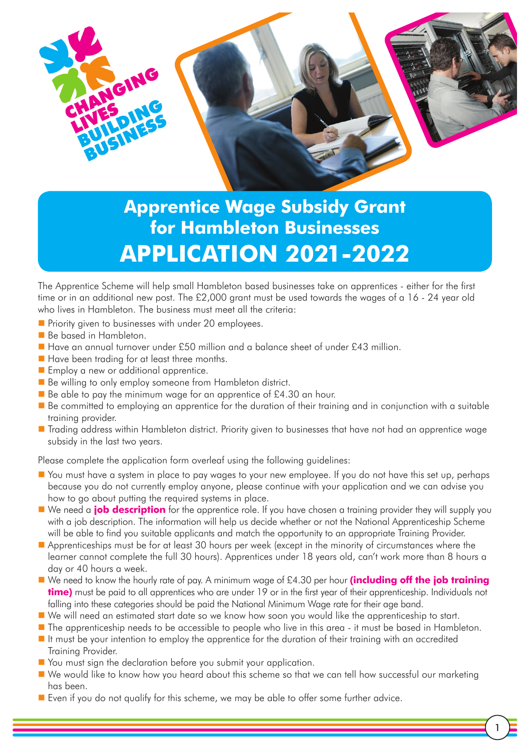CHANGING LIVES BUILDING BUSINESS

# Apprentice Wage Subsidy Grant for Hambleton Businesses

# APPLICATION 2021-2022

The Apprentice Scheme will help small Hambleton based businesses take on apprentices - either for the first time or in an additional new post. The £2,000 grant must be used towards the wages of a 16 - 24 year old who lives in Hambleton. The business must meet all the criteria:

- Priority given to businesses with under 20 employees.
- Be based in Hambleton.
- Have an annual turnover under £50 million and a balance sheet of under £43 million.
- Have been trading for at least three months.
- Employ a new or additional apprentice.
- Be willing to only employ someone from Hambleton district.
- Be able to pay the minimum wage for an apprentice of £4.30 an hour.
- Be committed to employing an apprentice for the duration of their training and in conjunction with a suitable training provider.
- Trading address within Hambleton district. Priority given to businesses that have not had an apprentice wage subsidy in the last two years.

Please complete the application form overleaf using the following guidelines:

- You must have a system in place to pay wages to your new employee. If you do not have this set up, perhaps because you do not currently employ anyone, please continue with your application and we can advise you how to go about putting the required systems in place.
- We need a **job description** for the apprentice role. If you have chosen a training provider they will supply you with a job description. The information will help us decide whether or not the National Apprenticeship Scheme will be able to find you suitable applicants and match the opportunity to an appropriate Training Provider.
- Apprenticeships must be for at least 30 hours per week (except in the minority of circumstances where the learner cannot complete the full 30 hours). Apprentices under 18 years old, can't work more than 8 hours a day or 40 hours a week.
- We need to know the hourly rate of pay. A minimum wage of £4.30 per hour **(including off the job training time)** must be paid to all apprentices who are under 19 or in the first year of their apprenticeship. Individuals not falling into these categories should be paid the National Minimum Wage rate for their age band.
- We will need an estimated start date so we know how soon you would like the apprenticeship to start.
- The apprenticeship needs to be accessible to people who live in this area - it must be based in Hambleton.
- It must be your intention to employ the apprentice for the duration of their training with an accredited Training Provider.
- You must sign the declaration before you submit your application.
- We would like to know how you heard about this scheme so that we can tell how successful our marketing has been.
- Even if you do not qualify for this scheme, we may be able to offer some further advice.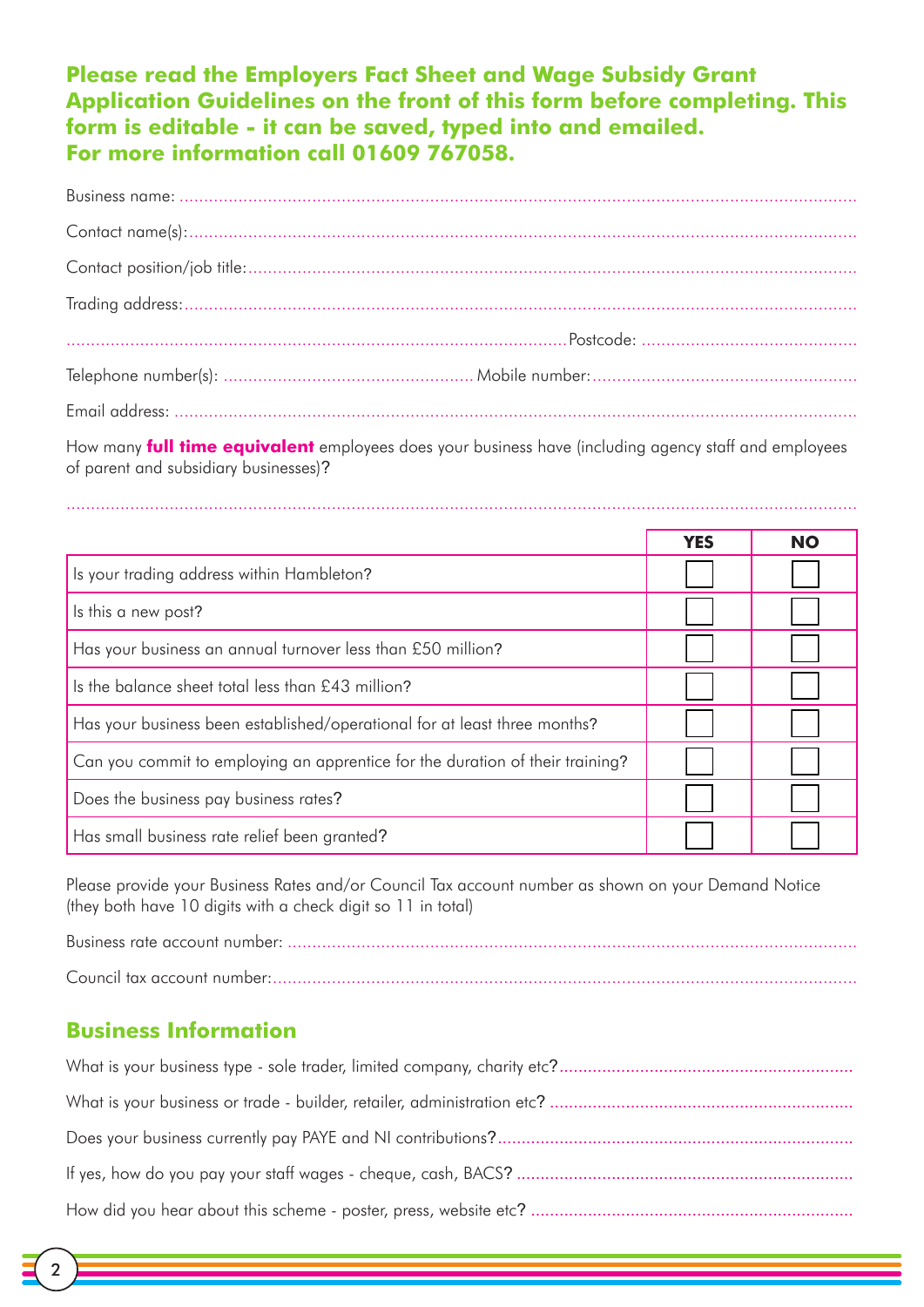**Please read the Employers Fact Sheet and Wage Subsidy Grant Application Guidelines on the front of this form before completing. This form is editable - it can be saved, typed into and emailed.**
**For more information call 01609 767058.**

Business name: ..........................................................................................................................................

Contact name(s):.........................................................................................................................................

Contact position/job title:.............................................................................................................................

Trading address:.........................................................................................................................................

...................................................................................................... Postcode: ............................................

Telephone number(s): .................................................. Mobile number:.....................................................

Email address: ............................................................................................................................................

How many **full time equivalent** employees does your business have (including agency staff and employees of parent and subsidiary businesses)?

...............................................................................................................................................................

| | YES | NO |
|---|---|---|
| Is your trading address within Hambleton? | ☐ | ☐ |
| Is this a new post? | ☐ | ☐ |
| Has your business an annual turnover less than £50 million? | ☐ | ☐ |
| Is the balance sheet total less than £43 million? | ☐ | ☐ |
| Has your business been established/operational for at least three months? | ☐ | ☐ |
| Can you commit to employing an apprentice for the duration of their training? | ☐ | ☐ |
| Does the business pay business rates? | ☐ | ☐ |
| Has small business rate relief been granted? | ☐ | ☐ |

Please provide your Business Rates and/or Council Tax account number as shown on your Demand Notice (they both have 10 digits with a check digit so 11 in total)

Business rate account number: ...................................................................................................................

Council tax account number:.......................................................................................................................

## Business Information

What is your business type - sole trader, limited company, charity etc?.............................................................

What is your business or trade - builder, retailer, administration etc? ...............................................................

Does your business currently pay PAYE and NI contributions?..........................................................................

If yes, how do you pay your staff wages - cheque, cash, BACS? ......................................................................

How did you hear about this scheme - poster, press, website etc? ...................................................................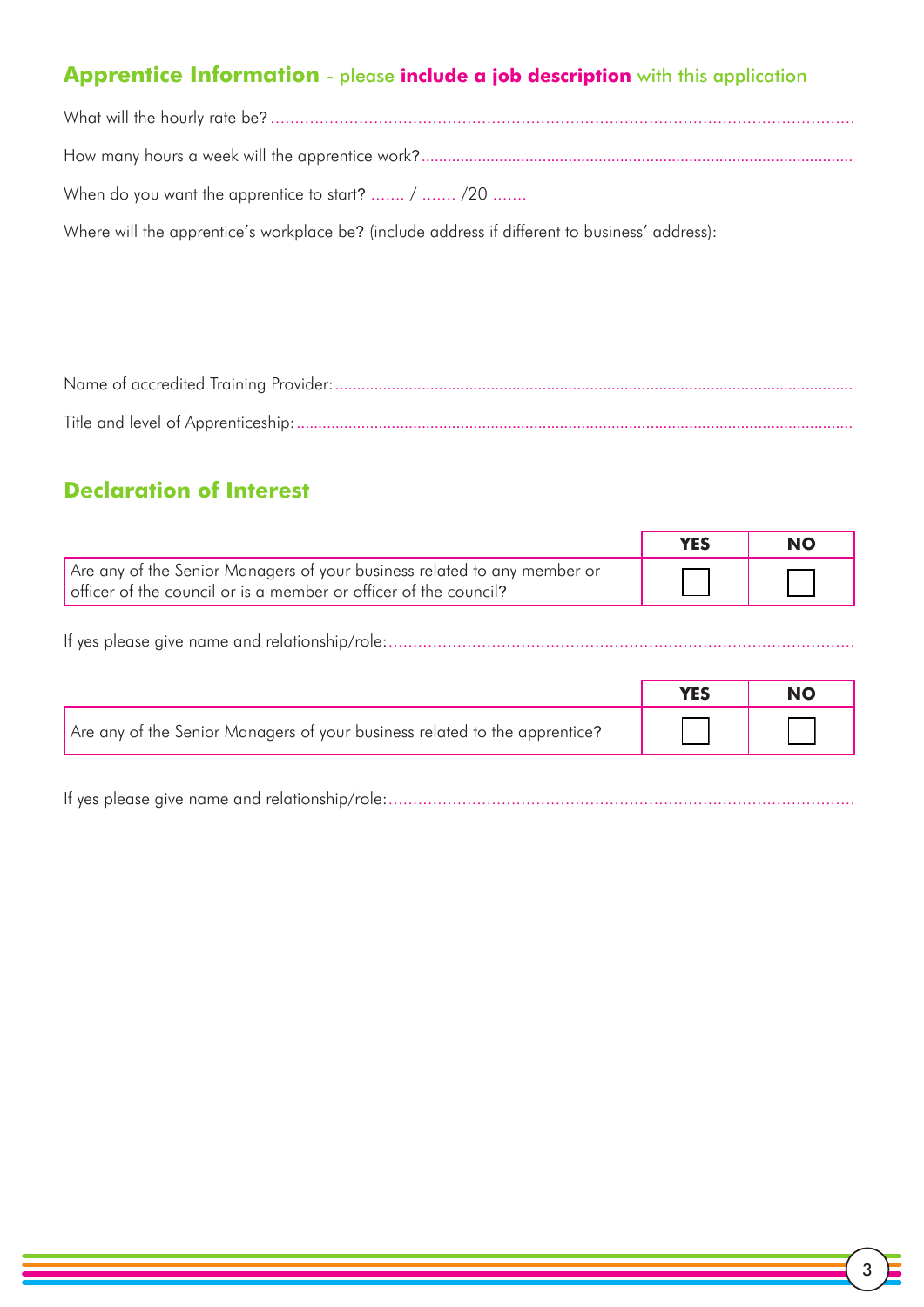## Apprentice Information - please **include a job description** with this application

What will the hourly rate be? ..........................................................................................................................

How many hours a week will the apprentice work? ....................................................................................

When do you want the apprentice to start? ....... / ....... /20 .......

Where will the apprentice's workplace be? (include address if different to business' address):

Name of accredited Training Provider: ........................................................................................................

Title and level of Apprenticeship: .................................................................................................................

## Declaration of Interest

| | YES | NO |
|---|---|---|
| Are any of the Senior Managers of your business related to any member or officer of the council or is a member or officer of the council? | ☐ | ☐ |

If yes please give name and relationship/role: ..............................................................................................

| | YES | NO |
|---|---|---|
| Are any of the Senior Managers of your business related to the apprentice? | ☐ | ☐ |

If yes please give name and relationship/role: ..............................................................................................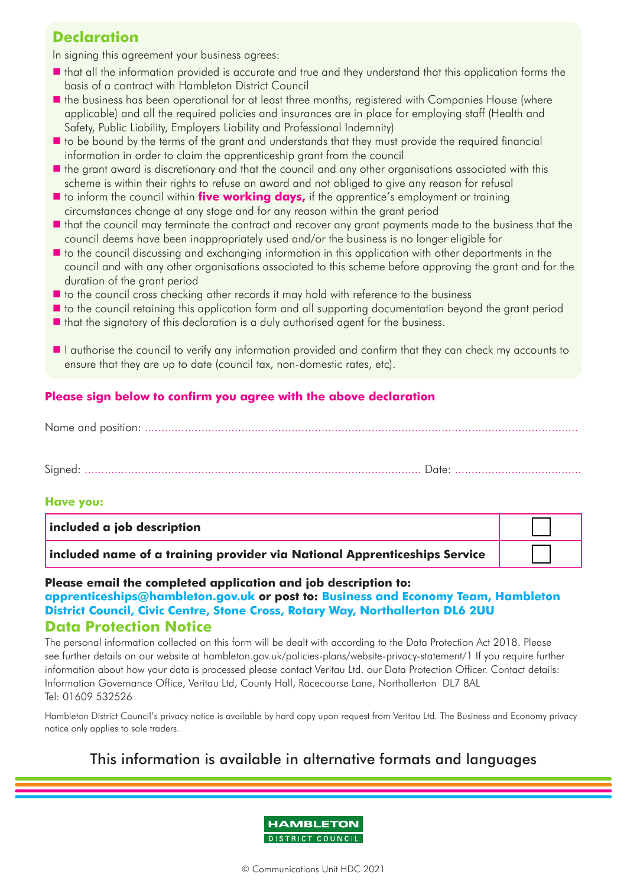## Declaration

In signing this agreement your business agrees:

- that all the information provided is accurate and true and they understand that this application forms the basis of a contract with Hambleton District Council
- the business has been operational for at least three months, registered with Companies House (where applicable) and all the required policies and insurances are in place for employing staff (Health and Safety, Public Liability, Employers Liability and Professional Indemnity)
- to be bound by the terms of the grant and understands that they must provide the required financial information in order to claim the apprenticeship grant from the council
- the grant award is discretionary and that the council and any other organisations associated with this scheme is within their rights to refuse an award and not obliged to give any reason for refusal
- to inform the council within **five working days,** if the apprentice's employment or training circumstances change at any stage and for any reason within the grant period
- that the council may terminate the contract and recover any grant payments made to the business that the council deems have been inappropriately used and/or the business is no longer eligible for
- to the council discussing and exchanging information in this application with other departments in the council and with any other organisations associated to this scheme before approving the grant and for the duration of the grant period
- to the council cross checking other records it may hold with reference to the business
- to the council retaining this application form and all supporting documentation beyond the grant period
- that the signatory of this declaration is a duly authorised agent for the business.

- I authorise the council to verify any information provided and confirm that they can check my accounts to ensure that they are up to date (council tax, non-domestic rates, etc).

**Please sign below to confirm you agree with the above declaration**

Name and position: ..........................................................................................................................................

Signed: .................................................................................................... Date: ......................................

**Have you:**

| | |
|---|---|
| **included a job description** | ☐ |
| **included name of a training provider via National Apprenticeships Service** | ☐ |

**Please email the completed application and job description to:**
**apprenticeships@hambleton.gov.uk or post to: Business and Economy Team, Hambleton District Council, Civic Centre, Stone Cross, Rotary Way, Northallerton DL6 2UU**

## Data Protection Notice

The personal information collected on this form will be dealt with according to the Data Protection Act 2018. Please see further details on our website at hambleton.gov.uk/policies-plans/website-privacy-statement/1 If you require further information about how your data is processed please contact Veritau Ltd. our Data Protection Officer. Contact details: Information Governance Office, Veritau Ltd, County Hall, Racecourse Lane, Northallerton DL7 8AL
Tel: 01609 532526

Hambleton District Council's privacy notice is available by hard copy upon request from Veritau Ltd. The Business and Economy privacy notice only applies to sole traders.

This information is available in alternative formats and languages

HAMBLETON DISTRICT COUNCIL

© Communications Unit HDC 2021